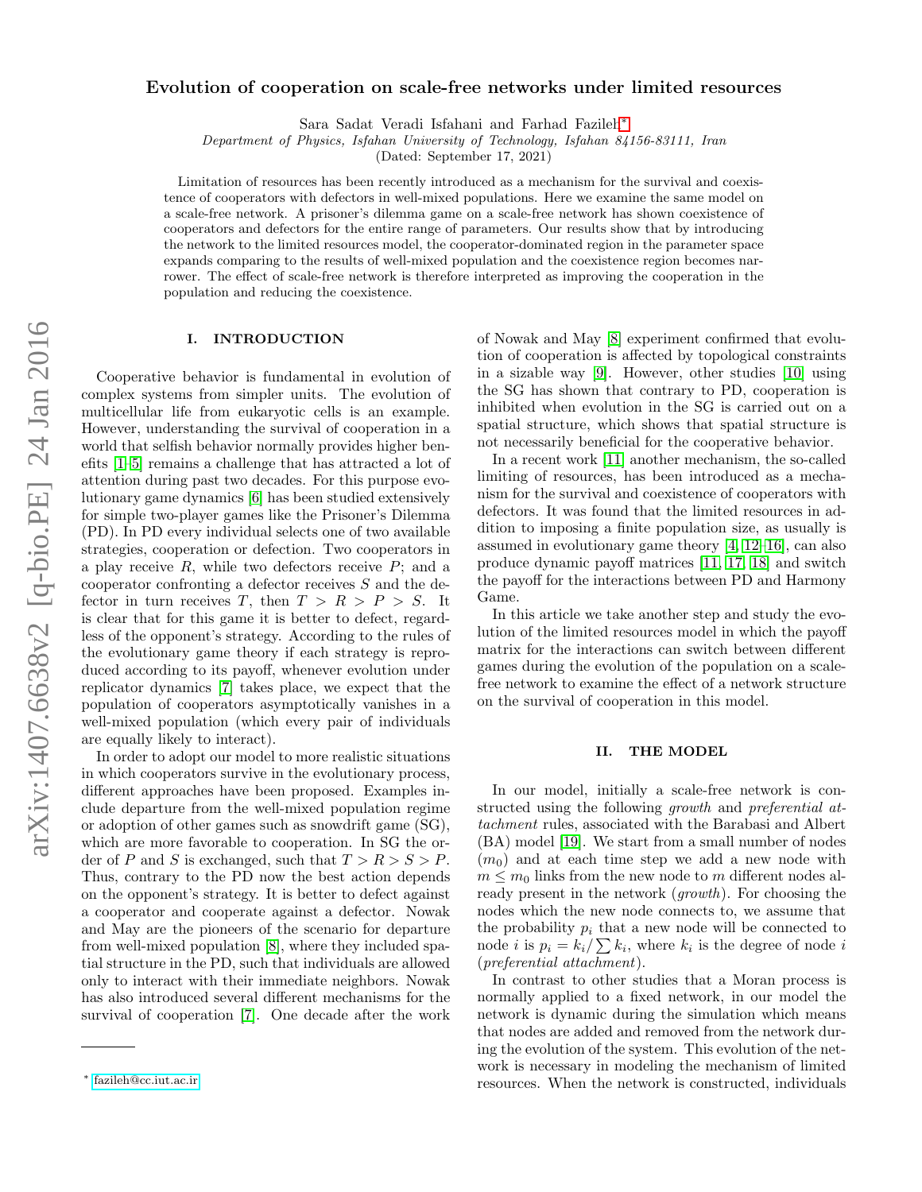# Evolution of cooperation on scale-free networks under limited resources

Sara Sadat Veradi Isfahani and Farhad Fazileh*

*Department of Physics, Isfahan University of Technology, Isfahan 84156-83111, Iran*

(Dated: September 17, 2021)

Limitation of resources has been recently introduced as a mechanism for the survival and coexistence of cooperators with defectors in well-mixed populations. Here we examine the same model on a scale-free network. A prisoner's dilemma game on a scale-free network has shown coexistence of cooperators and defectors for the entire range of parameters. Our results show that by introducing the network to the limited resources model, the cooperator-dominated region in the parameter space expands comparing to the results of well-mixed population and the coexistence region becomes narrower. The effect of scale-free network is therefore interpreted as improving the cooperation in the population and reducing the coexistence.

## I. INTRODUCTION

Cooperative behavior is fundamental in evolution of complex systems from simpler units. The evolution of multicellular life from eukaryotic cells is an example. However, understanding the survival of cooperation in a world that selfish behavior normally provides higher benefits [1–5] remains a challenge that has attracted a lot of attention during past two decades. For this purpose evolutionary game dynamics [6] has been studied extensively for simple two-player games like the Prisoner's Dilemma (PD). In PD every individual selects one of two available strategies, cooperation or defection. Two cooperators in a play receive $R$, while two defectors receive $P$; and a cooperator confronting a defector receives $S$ and the defector in turn receives $T$, then $T > R > P > S$. It is clear that for this game it is better to defect, regardless of the opponent's strategy. According to the rules of the evolutionary game theory if each strategy is reproduced according to its payoff, whenever evolution under replicator dynamics [7] takes place, we expect that the population of cooperators asymptotically vanishes in a well-mixed population (which every pair of individuals are equally likely to interact).

In order to adopt our model to more realistic situations in which cooperators survive in the evolutionary process, different approaches have been proposed. Examples include departure from the well-mixed population regime or adoption of other games such as snowdrift game (SG), which are more favorable to cooperation. In SG the order of $P$ and $S$ is exchanged, such that $T > R > S > P$. Thus, contrary to the PD now the best action depends on the opponent's strategy. It is better to defect against a cooperator and cooperate against a defector. Nowak and May are the pioneers of the scenario for departure from well-mixed population [8], where they included spatial structure in the PD, such that individuals are allowed only to interact with their immediate neighbors. Nowak has also introduced several different mechanisms for the survival of cooperation [7]. One decade after the work of Nowak and May [8] experiment confirmed that evolution of cooperation is affected by topological constraints in a sizable way [9]. However, other studies [10] using the SG has shown that contrary to PD, cooperation is inhibited when evolution in the SG is carried out on a spatial structure, which shows that spatial structure is not necessarily beneficial for the cooperative behavior.

In a recent work [11] another mechanism, the so-called limiting of resources, has been introduced as a mechanism for the survival and coexistence of cooperators with defectors. It was found that the limited resources in addition to imposing a finite population size, as usually is assumed in evolutionary game theory [4, 12–16], can also produce dynamic payoff matrices [11, 17, 18] and switch the payoff for the interactions between PD and Harmony Game.

In this article we take another step and study the evolution of the limited resources model in which the payoff matrix for the interactions can switch between different games during the evolution of the population on a scale-free network to examine the effect of a network structure on the survival of cooperation in this model.

## II. THE MODEL

In our model, initially a scale-free network is constructed using the following *growth* and *preferential attachment* rules, associated with the Barabasi and Albert (BA) model [19]. We start from a small number of nodes ($m_0$) and at each time step we add a new node with $m \leq m_0$ links from the new node to $m$ different nodes already present in the network (*growth*). For choosing the nodes which the new node connects to, we assume that the probability $p_i$ that a new node will be connected to node $i$ is $p_i = k_i / \sum k_i$, where $k_i$ is the degree of node $i$ (*preferential attachment*).

In contrast to other studies that a Moran process is normally applied to a fixed network, in our model the network is dynamic during the simulation which means that nodes are added and removed from the network during the evolution of the system. This evolution of the network is necessary in modeling the mechanism of limited resources. When the network is constructed, individuals

---

* fazileh@cc.iut.ac.ir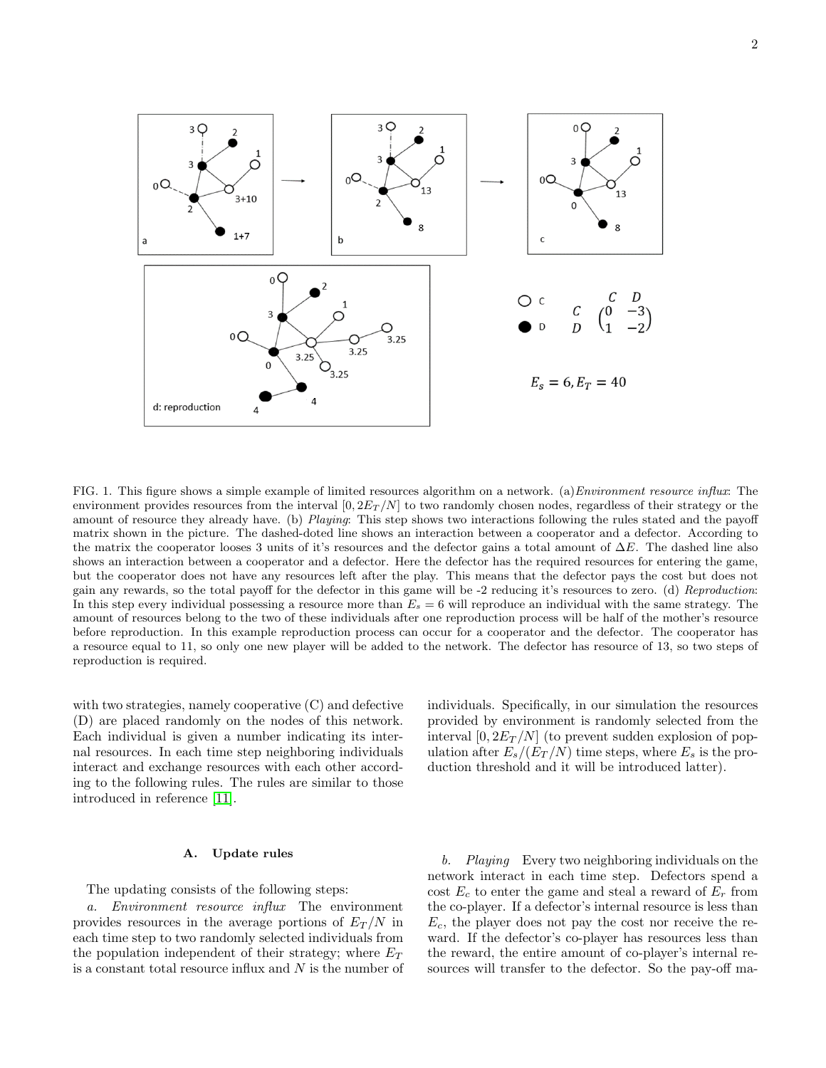a
b
c
d: reproduction

C
D

$$\begin{array}{c c} & C \quad D \\ \begin{array}{c} C \\ D \end{array} & \begin{pmatrix} 0 & -3 \\ 1 & -2 \end{pmatrix} \end{array}$$

$E_s = 6, E_T = 40$

FIG. 1. This figure shows a simple example of limited resources algorithm on a network. (a)*Environment resource influx*: The environment provides resources from the interval $[0, 2E_T/N]$ to two randomly chosen nodes, regardless of their strategy or the amount of resource they already have. (b) *Playing*: This step shows two interactions following the rules stated and the payoff matrix shown in the picture. The dashed-doted line shows an interaction between a cooperator and a defector. According to the matrix the cooperator looses 3 units of it's resources and the defector gains a total amount of $\Delta E$. The dashed line also shows an interaction between a cooperator and a defector. Here the defector has the required resources for entering the game, but the cooperator does not have any resources left after the play. This means that the defector pays the cost but does not gain any rewards, so the total payoff for the defector in this game will be -2 reducing it's resources to zero. (d) *Reproduction*: In this step every individual possessing a resource more than $E_s = 6$ will reproduce an individual with the same strategy. The amount of resources belong to the two of these individuals after one reproduction process will be half of the mother's resource before reproduction. In this example reproduction process can occur for a cooperator and the defector. The cooperator has a resource equal to 11, so only one new player will be added to the network. The defector has resource of 13, so two steps of reproduction is required.

with two strategies, namely cooperative (C) and defective (D) are placed randomly on the nodes of this network. Each individual is given a number indicating its internal resources. In each time step neighboring individuals interact and exchange resources with each other according to the following rules. The rules are similar to those introduced in reference [11].

### A. Update rules

The updating consists of the following steps:

*a. Environment resource influx* The environment provides resources in the average portions of $E_T/N$ in each time step to two randomly selected individuals from the population independent of their strategy; where $E_T$ is a constant total resource influx and $N$ is the number of individuals. Specifically, in our simulation the resources provided by environment is randomly selected from the interval $[0, 2E_T/N]$ (to prevent sudden explosion of population after $E_s/(E_T/N)$ time steps, where $E_s$ is the production threshold and it will be introduced latter).

*b. Playing* Every two neighboring individuals on the network interact in each time step. Defectors spend a cost $E_c$ to enter the game and steal a reward of $E_r$ from the co-player. If a defector's internal resource is less than $E_c$, the player does not pay the cost nor receive the reward. If the defector's co-player has resources less than the reward, the entire amount of co-player's internal resources will transfer to the defector. So the pay-off ma-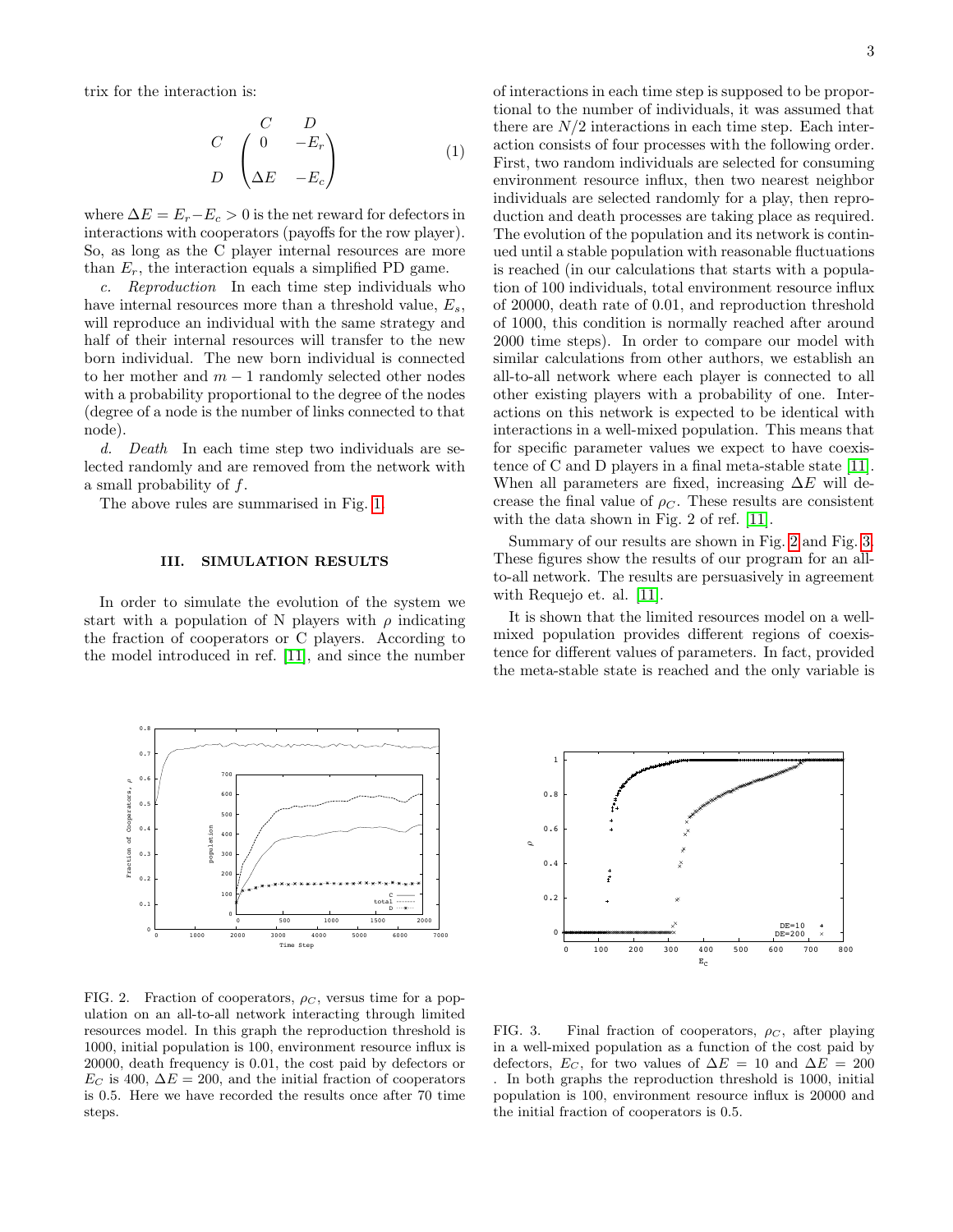trix for the interaction is:

$$
\begin{array}{cc} & \begin{array}{cc} C & D \end{array} \\ \begin{array}{c} C \\ \\ D \end{array} & \begin{pmatrix} 0 & -E_r \\ & \\ \Delta E & -E_c \end{pmatrix} \end{array} \tag{1}
$$

where $\Delta E = E_r - E_c > 0$ is the net reward for defectors in interactions with cooperators (payoffs for the row player). So, as long as the C player internal resources are more than $E_r$, the interaction equals a simplified PD game.

*c. Reproduction* In each time step individuals who have internal resources more than a threshold value, $E_s$, will reproduce an individual with the same strategy and half of their internal resources will transfer to the new born individual. The new born individual is connected to her mother and $m-1$ randomly selected other nodes with a probability proportional to the degree of the nodes (degree of a node is the number of links connected to that node).

*d. Death* In each time step two individuals are selected randomly and are removed from the network with a small probability of $f$.

The above rules are summarised in Fig. 1.

## III. SIMULATION RESULTS

In order to simulate the evolution of the system we start with a population of N players with $\rho$ indicating the fraction of cooperators or C players. According to the model introduced in ref. [11], and since the number of interactions in each time step is supposed to be proportional to the number of individuals, it was assumed that there are $N/2$ interactions in each time step. Each interaction consists of four processes with the following order. First, two random individuals are selected for consuming environment resource influx, then two nearest neighbor individuals are selected randomly for a play, then reproduction and death processes are taking place as required. The evolution of the population and its network is continued until a stable population with reasonable fluctuations is reached (in our calculations that starts with a population of 100 individuals, total environment resource influx of 20000, death rate of 0.01, and reproduction threshold of 1000, this condition is normally reached after around 2000 time steps). In order to compare our model with similar calculations from other authors, we establish an all-to-all network where each player is connected to all other existing players with a probability of one. Interactions on this network is expected to be identical with interactions in a well-mixed population. This means that for specific parameter values we expect to have coexistence of C and D players in a final meta-stable state [11]. When all parameters are fixed, increasing $\Delta E$ will decrease the final value of $\rho_C$. These results are consistent with the data shown in Fig. 2 of ref. [11].

Summary of our results are shown in Fig. 2 and Fig. 3. These figures show the results of our program for an all-to-all network. The results are persuasively in agreement with Requejo et. al. [11].

It is shown that the limited resources model on a well-mixed population provides different regions of coexistence for different values of parameters. In fact, provided the meta-stable state is reached and the only variable is

FIG. 2. Fraction of cooperators, $\rho_C$, versus time for a population on an all-to-all network interacting through limited resources model. In this graph the reproduction threshold is 1000, initial population is 100, environment resource influx is 20000, death frequency is 0.01, the cost paid by defectors or $E_C$ is 400, $\Delta E = 200$, and the initial fraction of cooperators is 0.5. Here we have recorded the results once after 70 time steps.

FIG. 3. Final fraction of cooperators, $\rho_C$, after playing in a well-mixed population as a function of the cost paid by defectors, $E_C$, for two values of $\Delta E = 10$ and $\Delta E = 200$. In both graphs the reproduction threshold is 1000, initial population is 100, environment resource influx is 20000 and the initial fraction of cooperators is 0.5.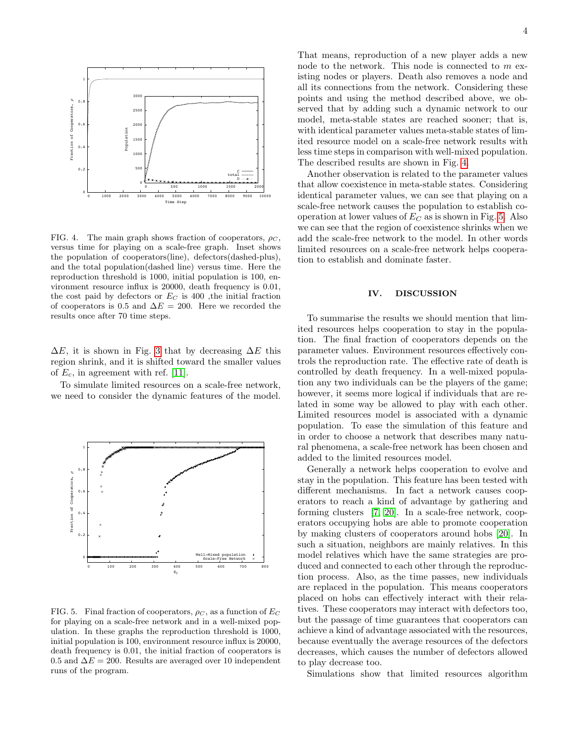Fraction of Cooperators, ρ

Time Step

Population

C
total
D

FIG. 4. The main graph shows fraction of cooperators, $\rho_C$, versus time for playing on a scale-free graph. Inset shows the population of cooperators(line), defectors(dashed-plus), and the total population(dashed line) versus time. Here the reproduction threshold is 1000, initial population is 100, environment resource influx is 20000, death frequency is 0.01, the cost paid by defectors or $E_C$ is 400 ,the initial fraction of cooperators is 0.5 and $\Delta E = 200$. Here we recorded the results once after 70 time steps.

$\Delta E$, it is shown in Fig. 3 that by decreasing $\Delta E$ this region shrink, and it is shifted toward the smaller values of $E_c$, in agreement with ref. [11].

To simulate limited resources on a scale-free network, we need to consider the dynamic features of the model.

Fraction of Cooperators, ρ

$E_C$

Well-Mixed population
Scale-Free Network

FIG. 5. Final fraction of cooperators, $\rho_C$, as a function of $E_C$ for playing on a scale-free network and in a well-mixed population. In these graphs the reproduction threshold is 1000, initial population is 100, environment resource influx is 20000, death frequency is 0.01, the initial fraction of cooperators is 0.5 and $\Delta E = 200$. Results are averaged over 10 independent runs of the program.

That means, reproduction of a new player adds a new node to the network. This node is connected to $m$ existing nodes or players. Death also removes a node and all its connections from the network. Considering these points and using the method described above, we observed that by adding such a dynamic network to our model, meta-stable states are reached sooner; that is, with identical parameter values meta-stable states of limited resource model on a scale-free network results with less time steps in comparison with well-mixed population. The described results are shown in Fig. 4.

Another observation is related to the parameter values that allow coexistence in meta-stable states. Considering identical parameter values, we can see that playing on a scale-free network causes the population to establish cooperation at lower values of $E_C$ as is shown in Fig. 5. Also we can see that the region of coexistence shrinks when we add the scale-free network to the model. In other words limited resources on a scale-free network helps cooperation to establish and dominate faster.

## IV. DISCUSSION

To summarise the results we should mention that limited resources helps cooperation to stay in the population. The final fraction of cooperators depends on the parameter values. Environment resources effectively controls the reproduction rate. The effective rate of death is controlled by death frequency. In a well-mixed population any two individuals can be the players of the game; however, it seems more logical if individuals that are related in some way be allowed to play with each other. Limited resources model is associated with a dynamic population. To ease the simulation of this feature and in order to choose a network that describes many natural phenomena, a scale-free network has been chosen and added to the limited resources model.

Generally a network helps cooperation to evolve and stay in the population. This feature has been tested with different mechanisms. In fact a network causes cooperators to reach a kind of advantage by gathering and forming clusters [7, 20]. In a scale-free network, cooperators occupying hobs are able to promote cooperation by making clusters of cooperators around hobs [20]. In such a situation, neighbors are mainly relatives. In this model relatives which have the same strategies are produced and connected to each other through the reproduction process. Also, as the time passes, new individuals are replaced in the population. This means cooperators placed on hobs can effectively interact with their relatives. These cooperators may interact with defectors too, but the passage of time guarantees that cooperators can achieve a kind of advantage associated with the resources, because eventually the average resources of the defectors decreases, which causes the number of defectors allowed to play decrease too.

Simulations show that limited resources algorithm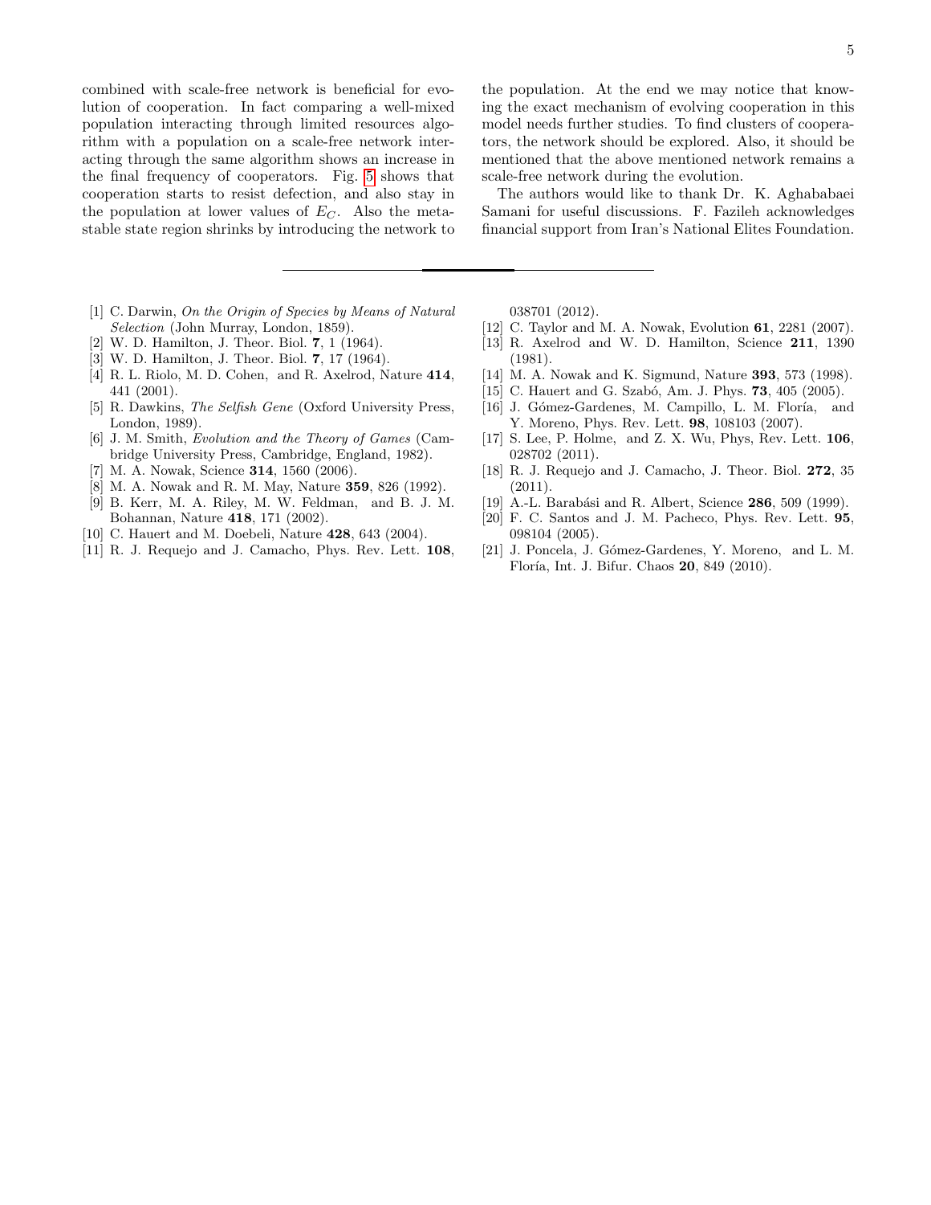combined with scale-free network is beneficial for evolution of cooperation. In fact comparing a well-mixed population interacting through limited resources algorithm with a population on a scale-free network interacting through the same algorithm shows an increase in the final frequency of cooperators. Fig. 5 shows that cooperation starts to resist defection, and also stay in the population at lower values of $E_C$. Also the metastable state region shrinks by introducing the network to the population. At the end we may notice that knowing the exact mechanism of evolving cooperation in this model needs further studies. To find clusters of cooperators, the network should be explored. Also, it should be mentioned that the above mentioned network remains a scale-free network during the evolution.

The authors would like to thank Dr. K. Aghababaei Samani for useful discussions. F. Fazileh acknowledges financial support from Iran's National Elites Foundation.

---

[1] C. Darwin, *On the Origin of Species by Means of Natural Selection* (John Murray, London, 1859).
[2] W. D. Hamilton, J. Theor. Biol. **7**, 1 (1964).
[3] W. D. Hamilton, J. Theor. Biol. **7**, 17 (1964).
[4] R. L. Riolo, M. D. Cohen, and R. Axelrod, Nature **414**, 441 (2001).
[5] R. Dawkins, *The Selfish Gene* (Oxford University Press, London, 1989).
[6] J. M. Smith, *Evolution and the Theory of Games* (Cambridge University Press, Cambridge, England, 1982).
[7] M. A. Nowak, Science **314**, 1560 (2006).
[8] M. A. Nowak and R. M. May, Nature **359**, 826 (1992).
[9] B. Kerr, M. A. Riley, M. W. Feldman, and B. J. M. Bohannan, Nature **418**, 171 (2002).
[10] C. Hauert and M. Doebeli, Nature **428**, 643 (2004).
[11] R. J. Requejo and J. Camacho, Phys. Rev. Lett. **108**, 038701 (2012).
[12] C. Taylor and M. A. Nowak, Evolution **61**, 2281 (2007).
[13] R. Axelrod and W. D. Hamilton, Science **211**, 1390 (1981).
[14] M. A. Nowak and K. Sigmund, Nature **393**, 573 (1998).
[15] C. Hauert and G. Szabó, Am. J. Phys. **73**, 405 (2005).
[16] J. Gómez-Gardenes, M. Campillo, L. M. Floría, and Y. Moreno, Phys. Rev. Lett. **98**, 108103 (2007).
[17] S. Lee, P. Holme, and Z. X. Wu, Phys, Rev. Lett. **106**, 028702 (2011).
[18] R. J. Requejo and J. Camacho, J. Theor. Biol. **272**, 35 (2011).
[19] A.-L. Barabási and R. Albert, Science **286**, 509 (1999).
[20] F. C. Santos and J. M. Pacheco, Phys. Rev. Lett. **95**, 098104 (2005).
[21] J. Poncela, J. Gómez-Gardenes, Y. Moreno, and L. M. Floría, Int. J. Bifur. Chaos **20**, 849 (2010).